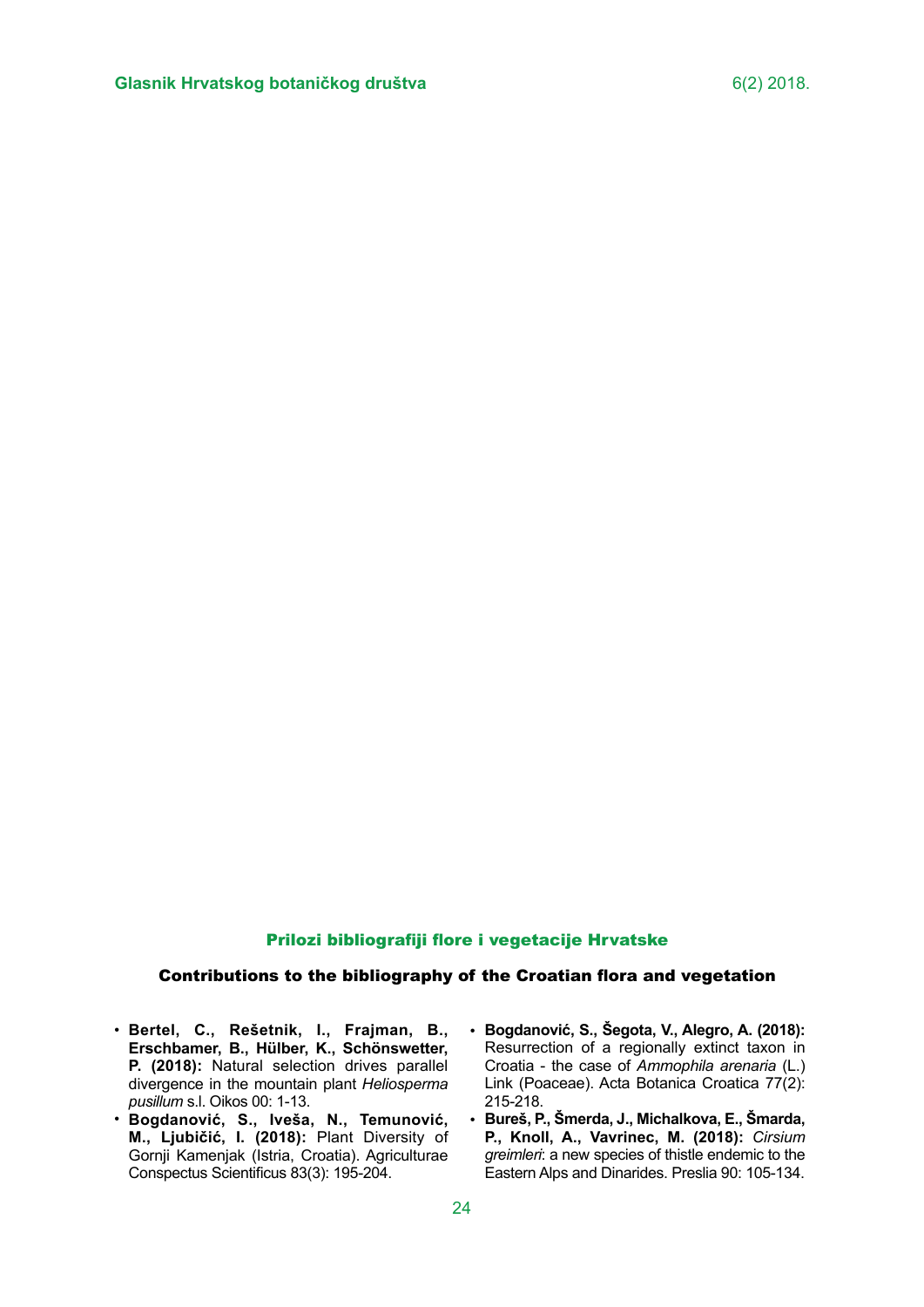## Prilozi bibliografiji flore i vegetacije Hrvatske

## Contributions to the bibliography of the Croatian flora and vegetation

- **Bertel, C., Rešetnik, I., Frajman, B., Erschbamer, B., Hülber, K., Schönswetter, P. (2018):** Natural selection drives parallel divergence in the mountain plant *Heliosperma pusillum* s.l. Oikos 00: 1-13.
- **Bogdanović, S., Iveša, N., Temunović, M., Ljubičić, I. (2018):** Plant Diversity of Gornji Kamenjak (Istria, Croatia). Agriculturae Conspectus Scientificus 83(3): 195-204.
- **Bogdanović, S., Šegota, V., Alegro, A. (2018):** Resurrection of a regionally extinct taxon in Croatia - the case of *Ammophila arenaria* (L.) Link (Poaceae). Acta Botanica Croatica 77(2): 215-218.
- **Bureš, P., Šmerda, J., Michalkova, E., Šmarda, P., Knoll, A., Vavrinec, M. (2018):** *Cirsium greimleri*: a new species of thistle endemic to the Eastern Alps and Dinarides. Preslia 90: 105-134.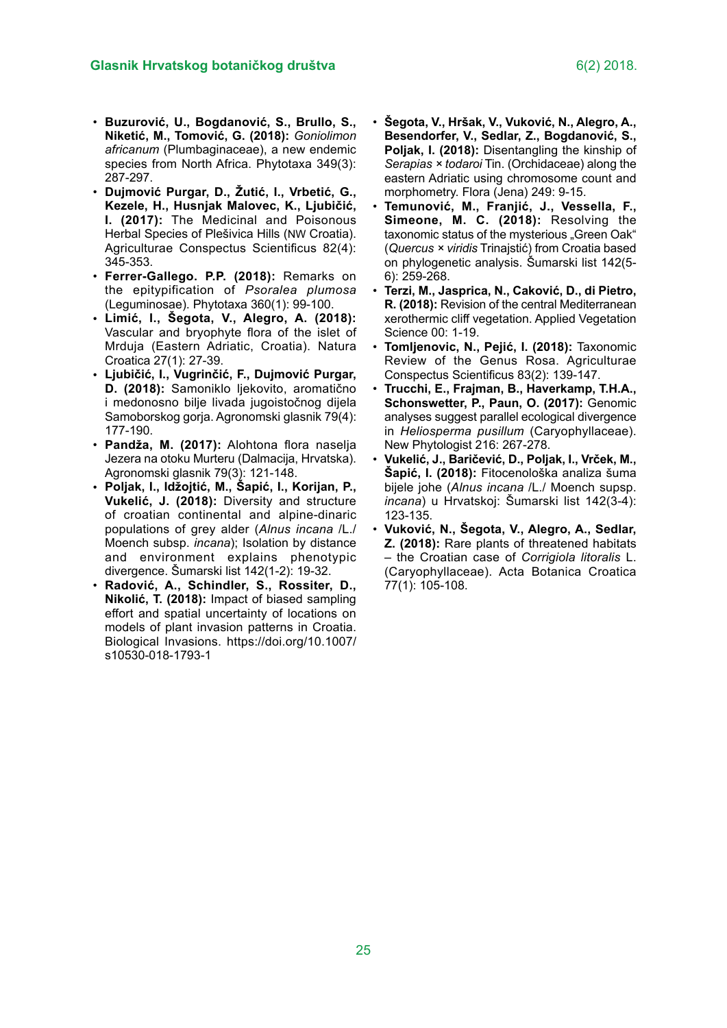- **Buzurović, U., Bogdanović, S., Brullo, S., Niketić, M., Tomović, G. (2018):** *Goniolimon africanum* (Plumbaginaceae), a new endemic species from North Africa. Phytotaxa 349(3): 287-297.
- **Dujmović Purgar, D., Žutić, I., Vrbetić, G., Kezele, H., Husnjak Malovec, K., Ljubičić, I. (2017):** The Medicinal and Poisonous Herbal Species of Plešivica Hills (NW Croatia). Agriculturae Conspectus Scientificus 82(4): 345-353.
- **Ferrer-Gallego. P.P. (2018):** Remarks on the epitypification of *Psoralea plumosa* (Leguminosae). Phytotaxa 360(1): 99-100.
- **Limić, I., Šegota, V., Alegro, A. (2018):** Vascular and bryophyte flora of the islet of Mrduja (Eastern Adriatic, Croatia). Natura Croatica 27(1): 27-39.
- **Ljubičić, I., Vugrinčić, F., Dujmović Purgar, D. (2018):** Samoniklo ljekovito, aromatično i medonosno bilje livada jugoistočnog dijela Samoborskog gorja. Agronomski glasnik 79(4): 177-190.
- **Pandža, M. (2017):** Alohtona flora naselja Jezera na otoku Murteru (Dalmacija, Hrvatska). Agronomski glasnik 79(3): 121-148.
- **Poljak, I., Idžojtić, M., Šapić, I., Korijan, P., Vukelić, J. (2018):** Diversity and structure of croatian continental and alpine-dinaric populations of grey alder (*Alnus incana* /L./ Moench subsp. *incana*); Isolation by distance and environment explains phenotypic divergence. Šumarski list 142(1-2): 19-32.
- **Radović, A., Schindler, S., Rossiter, D., Nikolić, T. (2018):** Impact of biased sampling effort and spatial uncertainty of locations on models of plant invasion patterns in Croatia. Biological Invasions. https://doi.org/10.1007/s10530-018-1793-1
- **Šegota, V., Hršak, V., Vuković, N., Alegro, A., Besendorfer, V., Sedlar, Z., Bogdanović, S., Poljak, I. (2018):** Disentangling the kinship of *Serapias* × *todaroi* Tin. (Orchidaceae) along the eastern Adriatic using chromosome count and morphometry. Flora (Jena) 249: 9-15.
- **Temunović, M., Franjić, J., Vessella, F., Simeone, M. C. (2018):** Resolving the taxonomic status of the mysterious „Green Oak" (*Quercus* × *viridis* Trinajstić) from Croatia based on phylogenetic analysis. Šumarski list 142(5-6): 259-268.
- **Terzi, M., Jasprica, N., Caković, D., di Pietro, R. (2018):** Revision of the central Mediterranean xerothermic cliff vegetation. Applied Vegetation Science 00: 1-19.
- **Tomljenovic, N., Pejić, I. (2018):** Taxonomic Review of the Genus Rosa. Agriculturae Conspectus Scientificus 83(2): 139-147.
- **Trucchi, E., Frajman, B., Haverkamp, T.H.A., Schonswetter, P., Paun, O. (2017):** Genomic analyses suggest parallel ecological divergence in *Heliosperma pusillum* (Caryophyllaceae). New Phytologist 216: 267-278.
- **Vukelić, J., Baričević, D., Poljak, I., Vrček, M., Šapić, I. (2018):** Fitocenološka analiza šuma bijele johe (*Alnus incana* /L./ Moench supsp. *incana*) u Hrvatskoj: Šumarski list 142(3-4): 123-135.
- **Vuković, N., Šegota, V., Alegro, A., Sedlar, Z. (2018):** Rare plants of threatened habitats – the Croatian case of *Corrigiola litoralis* L. (Caryophyllaceae). Acta Botanica Croatica 77(1): 105-108.